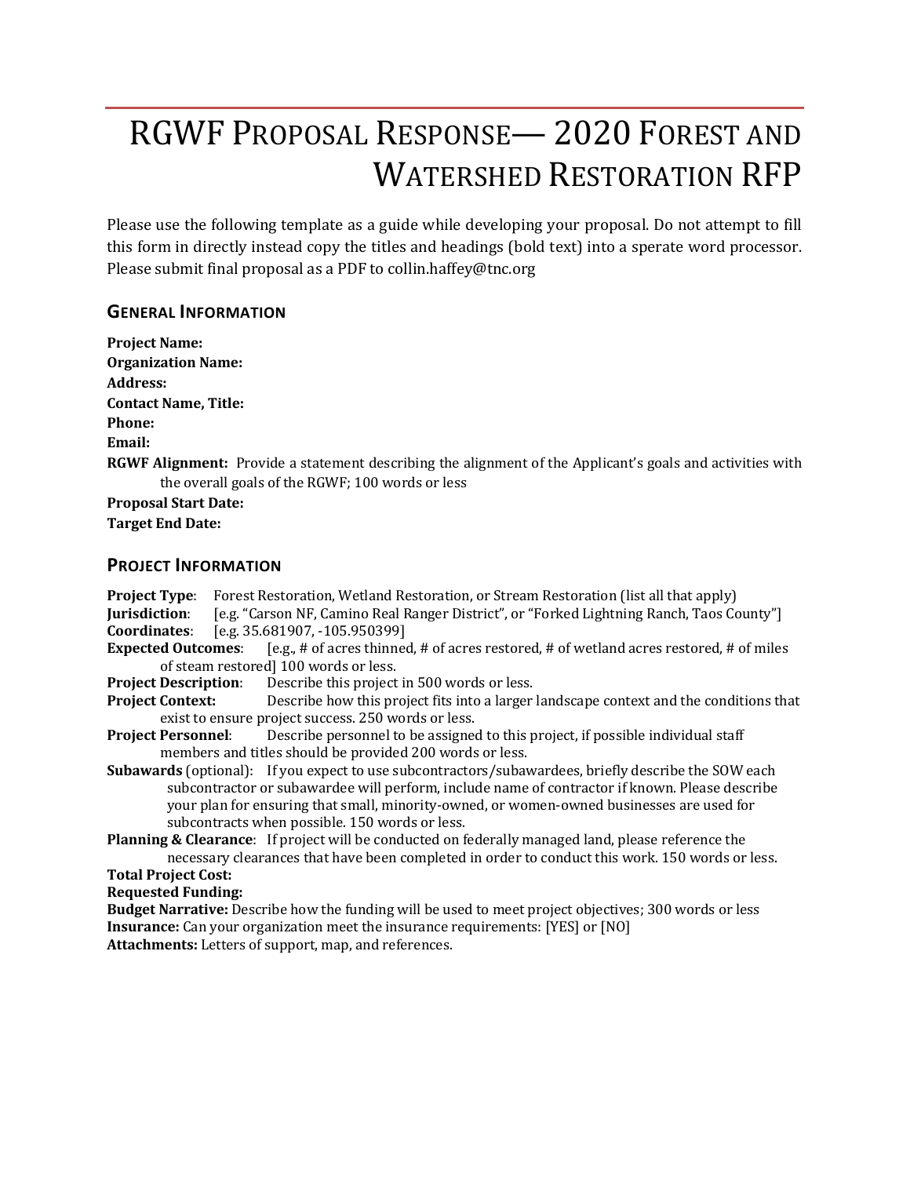# RGWF Proposal Response— 2020 Forest and Watershed Restoration RFP

Please use the following template as a guide while developing your proposal. Do not attempt to fill this form in directly instead copy the titles and headings (bold text) into a sperate word processor. Please submit final proposal as a PDF to collin.haffey@tnc.org

## General Information

**Project Name:**
**Organization Name:**
**Address:**
**Contact Name, Title:**
**Phone:**
**Email:**
**RGWF Alignment:** Provide a statement describing the alignment of the Applicant's goals and activities with the overall goals of the RGWF; 100 words or less
**Proposal Start Date:**
**Target End Date:**

## Project Information

**Project Type**: Forest Restoration, Wetland Restoration, or Stream Restoration (list all that apply)
**Jurisdiction**: [e.g. "Carson NF, Camino Real Ranger District", or "Forked Lightning Ranch, Taos County"]
**Coordinates**: [e.g. 35.681907, -105.950399]
**Expected Outcomes**: [e.g., # of acres thinned, # of acres restored, # of wetland acres restored, # of miles of steam restored] 100 words or less.
**Project Description**: Describe this project in 500 words or less.
**Project Context:** Describe how this project fits into a larger landscape context and the conditions that exist to ensure project success. 250 words or less.
**Project Personnel**: Describe personnel to be assigned to this project, if possible individual staff members and titles should be provided 200 words or less.
**Subawards** (optional): If you expect to use subcontractors/subawardees, briefly describe the SOW each subcontractor or subawardee will perform, include name of contractor if known. Please describe your plan for ensuring that small, minority-owned, or women-owned businesses are used for subcontracts when possible. 150 words or less.
**Planning & Clearance**: If project will be conducted on federally managed land, please reference the necessary clearances that have been completed in order to conduct this work. 150 words or less.
**Total Project Cost:**
**Requested Funding:**
**Budget Narrative:** Describe how the funding will be used to meet project objectives; 300 words or less
**Insurance:** Can your organization meet the insurance requirements: [YES] or [NO]
**Attachments:** Letters of support, map, and references.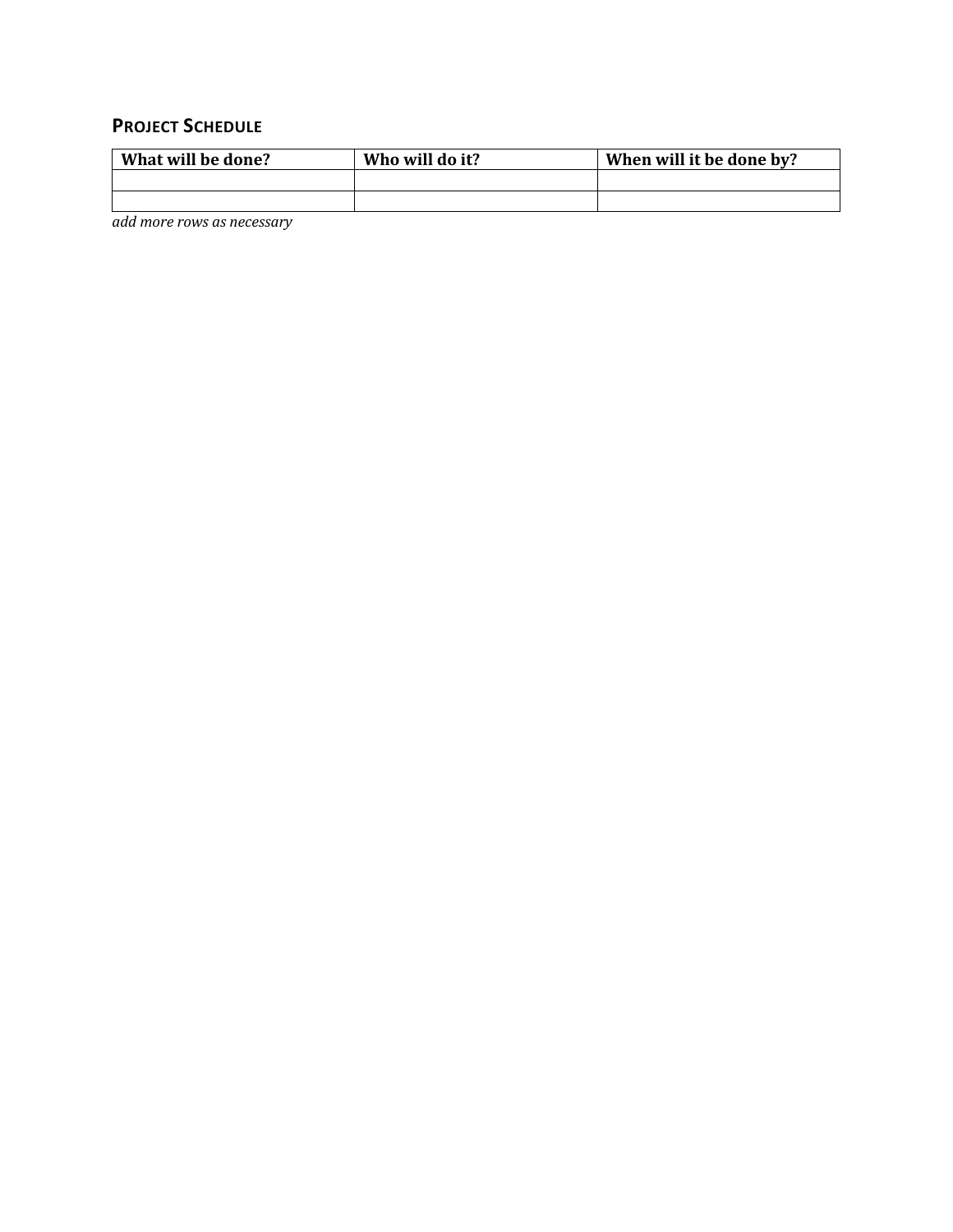## PROJECT SCHEDULE

| What will be done? | Who will do it? | When will it be done by? |
|---|---|---|
| | | |
| | | |

*add more rows as necessary*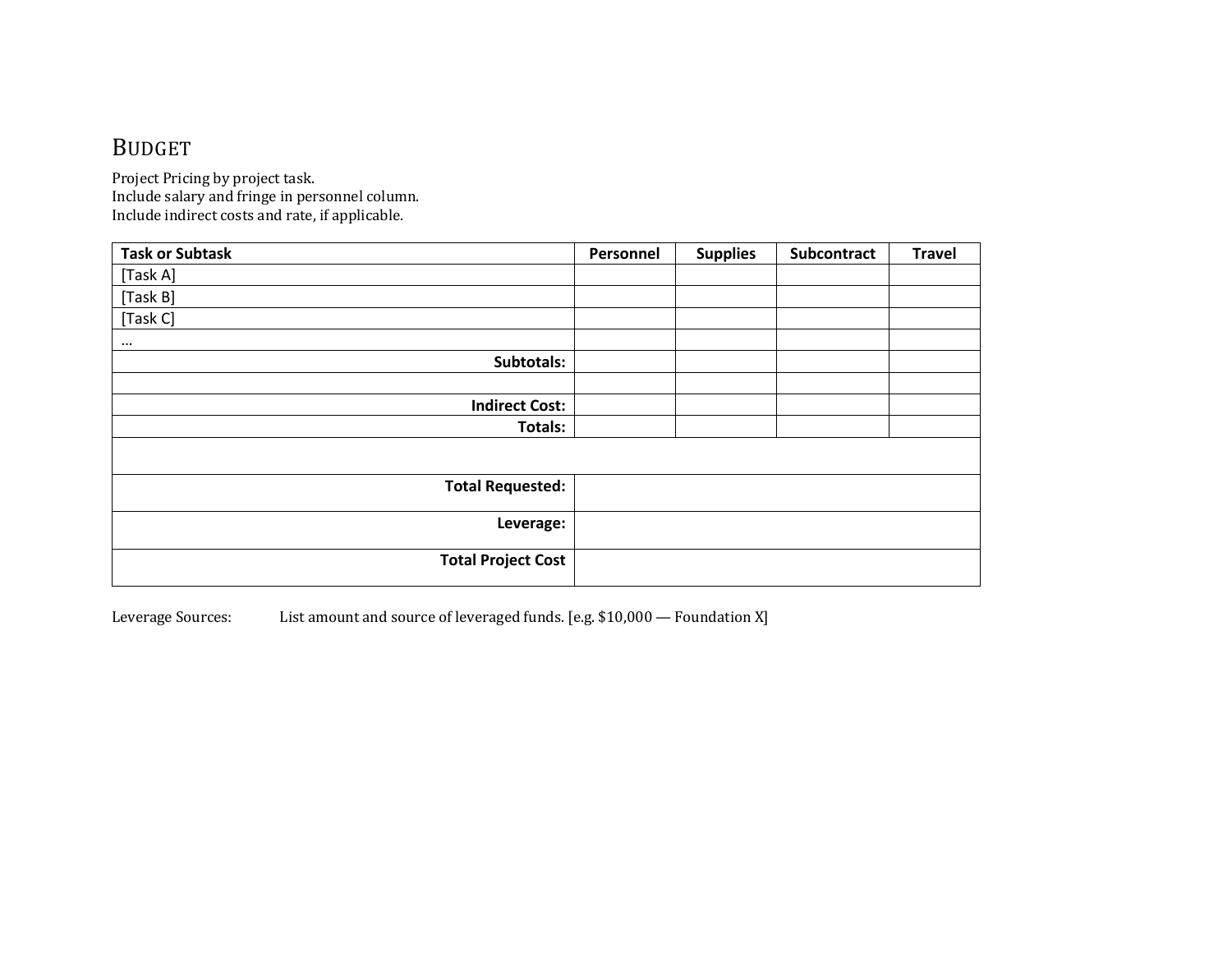## Budget

Project Pricing by project task.
Include salary and fringe in personnel column.
Include indirect costs and rate, if applicable.

| **Task or Subtask** | **Personnel** | **Supplies** | **Subcontract** | **Travel** |
|---|---|---|---|---|
| [Task A] | | | | |
| [Task B] | | | | |
| [Task C] | | | | |
| … | | | | |
| **Subtotals:** | | | | |
| | | | | |
| **Indirect Cost:** | | | | |
| **Totals:** | | | | |
| | | | | |
| **Total Requested:** | | | | |
| **Leverage:** | | | | |
| **Total Project Cost** | | | | |

Leverage Sources: List amount and source of leveraged funds. [e.g. $10,000 — Foundation X]